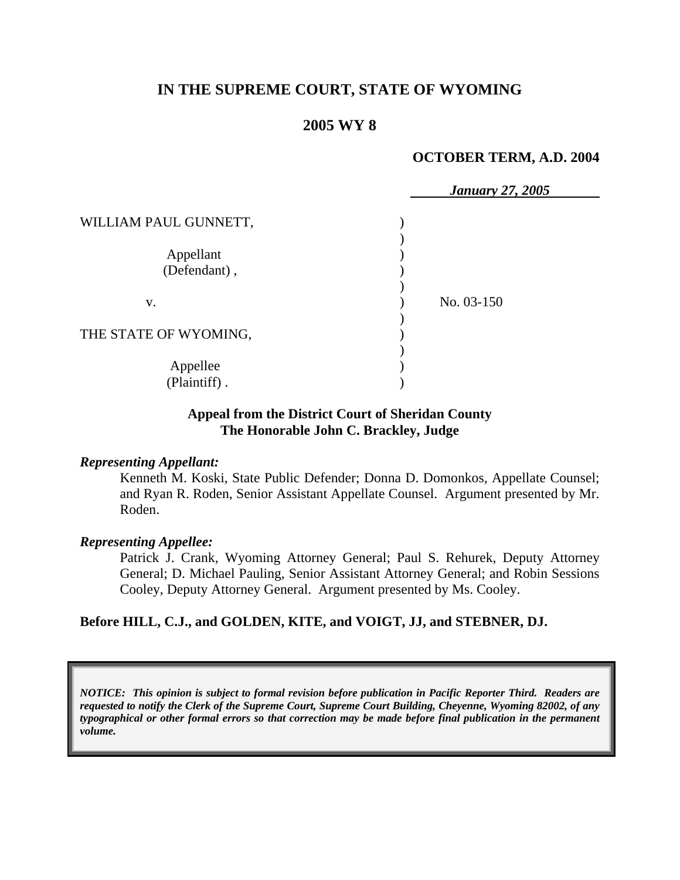# IN THE SUPREME COURT, STATE OF WYOMING

## 2005 WY 8

**OCTOBER TERM, A.D. 2004**

***January 27, 2005***

| | | |
|---|---|---|
| WILLIAM PAUL GUNNETT, | ) | |
| Appellant (Defendant), | ) | |
| v. | ) | No. 03-150 |
| THE STATE OF WYOMING, | ) | |
| Appellee (Plaintiff). | ) | |

**Appeal from the District Court of Sheridan County**
**The Honorable John C. Brackley, Judge**

***Representing Appellant:***

Kenneth M. Koski, State Public Defender; Donna D. Domonkos, Appellate Counsel; and Ryan R. Roden, Senior Assistant Appellate Counsel. Argument presented by Mr. Roden.

***Representing Appellee:***

Patrick J. Crank, Wyoming Attorney General; Paul S. Rehurek, Deputy Attorney General; D. Michael Pauling, Senior Assistant Attorney General; and Robin Sessions Cooley, Deputy Attorney General. Argument presented by Ms. Cooley.

**Before HILL, C.J., and GOLDEN, KITE, and VOIGT, JJ, and STEBNER, DJ.**

***NOTICE: This opinion is subject to formal revision before publication in Pacific Reporter Third. Readers are requested to notify the Clerk of the Supreme Court, Supreme Court Building, Cheyenne, Wyoming 82002, of any typographical or other formal errors so that correction may be made before final publication in the permanent volume.***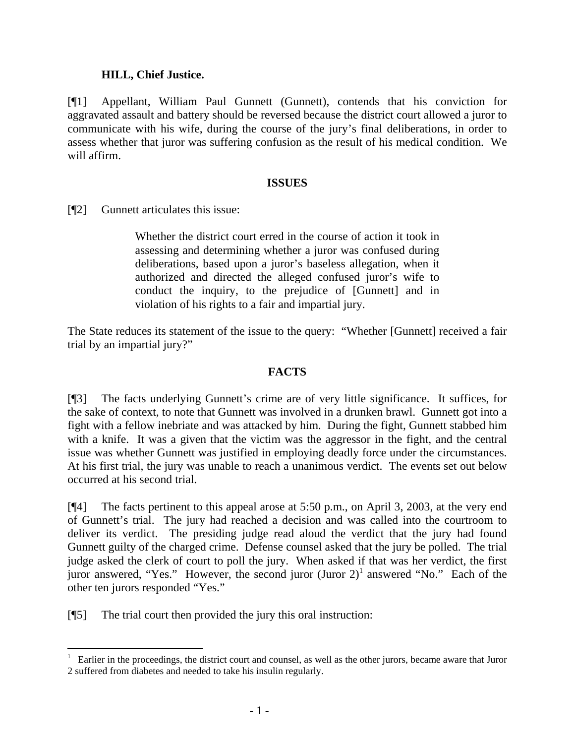**HILL, Chief Justice.**

[¶1] Appellant, William Paul Gunnett (Gunnett), contends that his conviction for aggravated assault and battery should be reversed because the district court allowed a juror to communicate with his wife, during the course of the jury's final deliberations, in order to assess whether that juror was suffering confusion as the result of his medical condition. We will affirm.

## ISSUES

[¶2] Gunnett articulates this issue:

> Whether the district court erred in the course of action it took in assessing and determining whether a juror was confused during deliberations, based upon a juror's baseless allegation, when it authorized and directed the alleged confused juror's wife to conduct the inquiry, to the prejudice of [Gunnett] and in violation of his rights to a fair and impartial jury.

The State reduces its statement of the issue to the query: "Whether [Gunnett] received a fair trial by an impartial jury?"

## FACTS

[¶3] The facts underlying Gunnett's crime are of very little significance. It suffices, for the sake of context, to note that Gunnett was involved in a drunken brawl. Gunnett got into a fight with a fellow inebriate and was attacked by him. During the fight, Gunnett stabbed him with a knife. It was a given that the victim was the aggressor in the fight, and the central issue was whether Gunnett was justified in employing deadly force under the circumstances. At his first trial, the jury was unable to reach a unanimous verdict. The events set out below occurred at his second trial.

[¶4] The facts pertinent to this appeal arose at 5:50 p.m., on April 3, 2003, at the very end of Gunnett's trial. The jury had reached a decision and was called into the courtroom to deliver its verdict. The presiding judge read aloud the verdict that the jury had found Gunnett guilty of the charged crime. Defense counsel asked that the jury be polled. The trial judge asked the clerk of court to poll the jury. When asked if that was her verdict, the first juror answered, "Yes." However, the second juror (Juror 2)[1] answered "No." Each of the other ten jurors responded "Yes."

[¶5] The trial court then provided the jury this oral instruction:

[1] Earlier in the proceedings, the district court and counsel, as well as the other jurors, became aware that Juror 2 suffered from diabetes and needed to take his insulin regularly.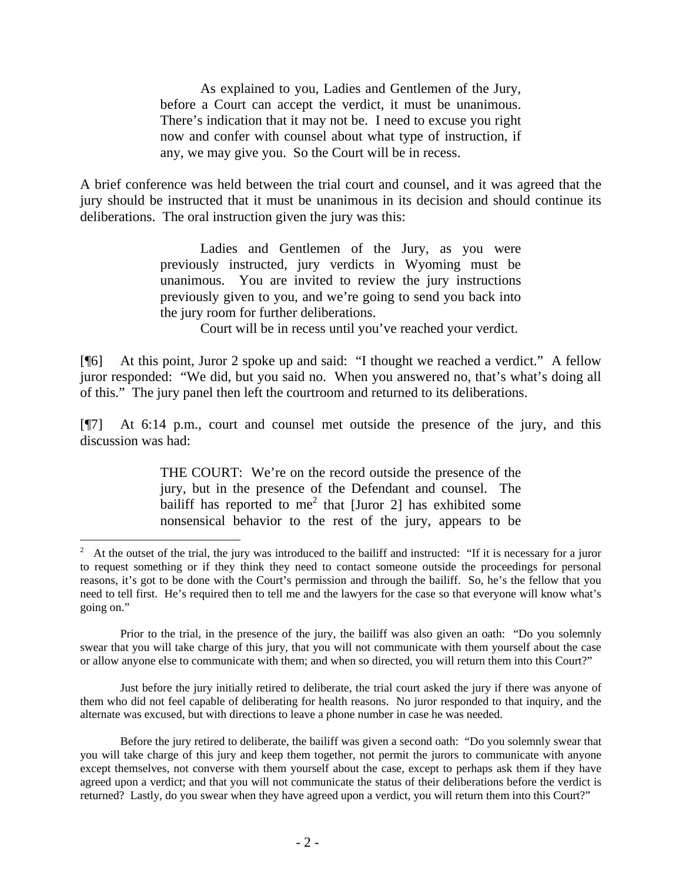> As explained to you, Ladies and Gentlemen of the Jury, before a Court can accept the verdict, it must be unanimous. There's indication that it may not be. I need to excuse you right now and confer with counsel about what type of instruction, if any, we may give you. So the Court will be in recess.

A brief conference was held between the trial court and counsel, and it was agreed that the jury should be instructed that it must be unanimous in its decision and should continue its deliberations. The oral instruction given the jury was this:

> Ladies and Gentlemen of the Jury, as you were previously instructed, jury verdicts in Wyoming must be unanimous. You are invited to review the jury instructions previously given to you, and we're going to send you back into the jury room for further deliberations.
>
> Court will be in recess until you've reached your verdict.

[¶6] At this point, Juror 2 spoke up and said: "I thought we reached a verdict." A fellow juror responded: "We did, but you said no. When you answered no, that's what's doing all of this." The jury panel then left the courtroom and returned to its deliberations.

[¶7] At 6:14 p.m., court and counsel met outside the presence of the jury, and this discussion was had:

> THE COURT: We're on the record outside the presence of the jury, but in the presence of the Defendant and counsel. The bailiff has reported to me[2] that [Juror 2] has exhibited some nonsensical behavior to the rest of the jury, appears to be

---

[2] At the outset of the trial, the jury was introduced to the bailiff and instructed: "If it is necessary for a juror to request something or if they think they need to contact someone outside the proceedings for personal reasons, it's got to be done with the Court's permission and through the bailiff. So, he's the fellow that you need to tell first. He's required then to tell me and the lawyers for the case so that everyone will know what's going on."

Prior to the trial, in the presence of the jury, the bailiff was also given an oath: "Do you solemnly swear that you will take charge of this jury, that you will not communicate with them yourself about the case or allow anyone else to communicate with them; and when so directed, you will return them into this Court?"

Just before the jury initially retired to deliberate, the trial court asked the jury if there was anyone of them who did not feel capable of deliberating for health reasons. No juror responded to that inquiry, and the alternate was excused, but with directions to leave a phone number in case he was needed.

Before the jury retired to deliberate, the bailiff was given a second oath: "Do you solemnly swear that you will take charge of this jury and keep them together, not permit the jurors to communicate with anyone except themselves, not converse with them yourself about the case, except to perhaps ask them if they have agreed upon a verdict; and that you will not communicate the status of their deliberations before the verdict is returned? Lastly, do you swear when they have agreed upon a verdict, you will return them into this Court?"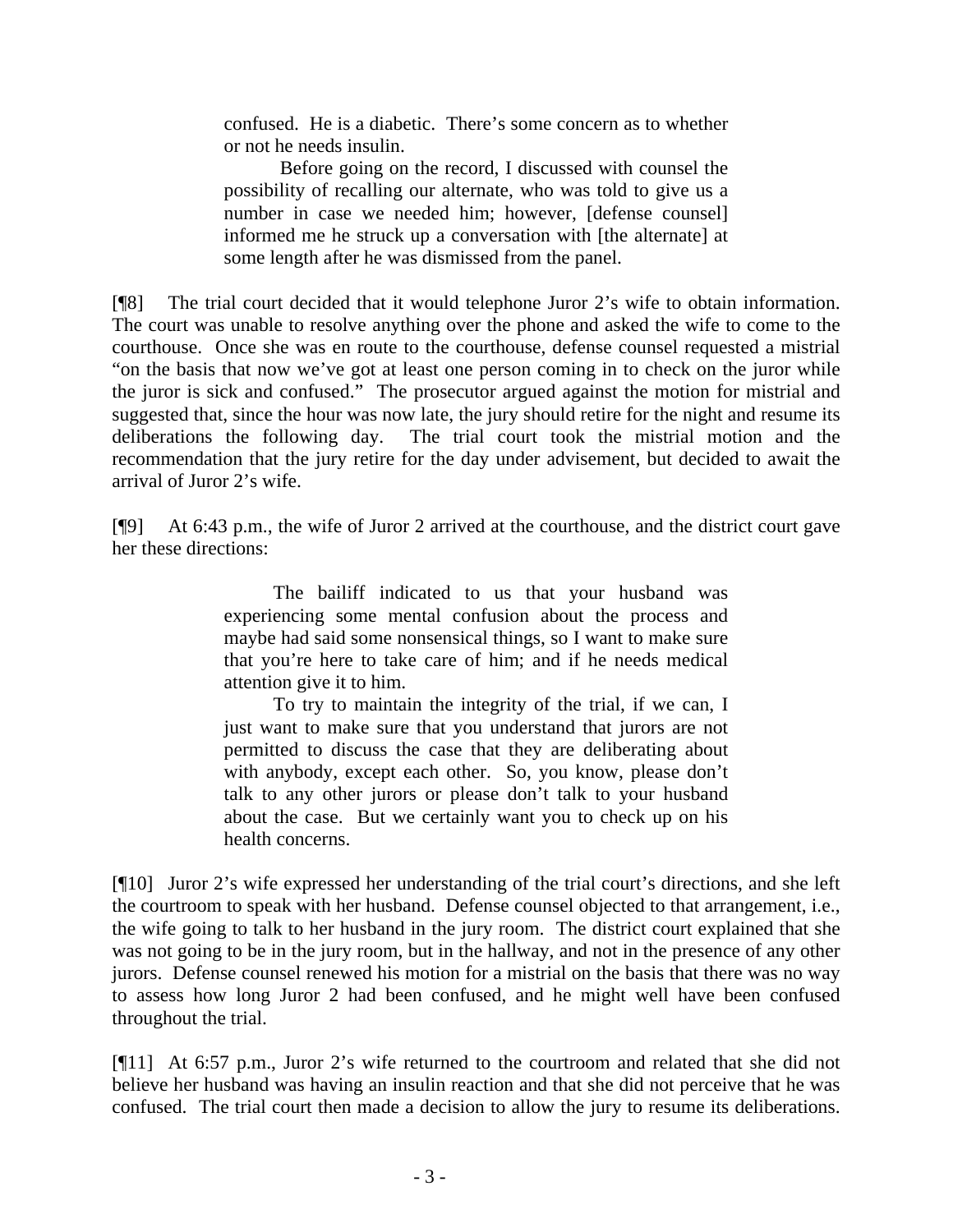> confused. He is a diabetic. There's some concern as to whether or not he needs insulin.
>
> Before going on the record, I discussed with counsel the possibility of recalling our alternate, who was told to give us a number in case we needed him; however, [defense counsel] informed me he struck up a conversation with [the alternate] at some length after he was dismissed from the panel.

[¶8] The trial court decided that it would telephone Juror 2's wife to obtain information. The court was unable to resolve anything over the phone and asked the wife to come to the courthouse. Once she was en route to the courthouse, defense counsel requested a mistrial "on the basis that now we've got at least one person coming in to check on the juror while the juror is sick and confused." The prosecutor argued against the motion for mistrial and suggested that, since the hour was now late, the jury should retire for the night and resume its deliberations the following day. The trial court took the mistrial motion and the recommendation that the jury retire for the day under advisement, but decided to await the arrival of Juror 2's wife.

[¶9] At 6:43 p.m., the wife of Juror 2 arrived at the courthouse, and the district court gave her these directions:

> The bailiff indicated to us that your husband was experiencing some mental confusion about the process and maybe had said some nonsensical things, so I want to make sure that you're here to take care of him; and if he needs medical attention give it to him.
>
> To try to maintain the integrity of the trial, if we can, I just want to make sure that you understand that jurors are not permitted to discuss the case that they are deliberating about with anybody, except each other. So, you know, please don't talk to any other jurors or please don't talk to your husband about the case. But we certainly want you to check up on his health concerns.

[¶10] Juror 2's wife expressed her understanding of the trial court's directions, and she left the courtroom to speak with her husband. Defense counsel objected to that arrangement, i.e., the wife going to talk to her husband in the jury room. The district court explained that she was not going to be in the jury room, but in the hallway, and not in the presence of any other jurors. Defense counsel renewed his motion for a mistrial on the basis that there was no way to assess how long Juror 2 had been confused, and he might well have been confused throughout the trial.

[¶11] At 6:57 p.m., Juror 2's wife returned to the courtroom and related that she did not believe her husband was having an insulin reaction and that she did not perceive that he was confused. The trial court then made a decision to allow the jury to resume its deliberations.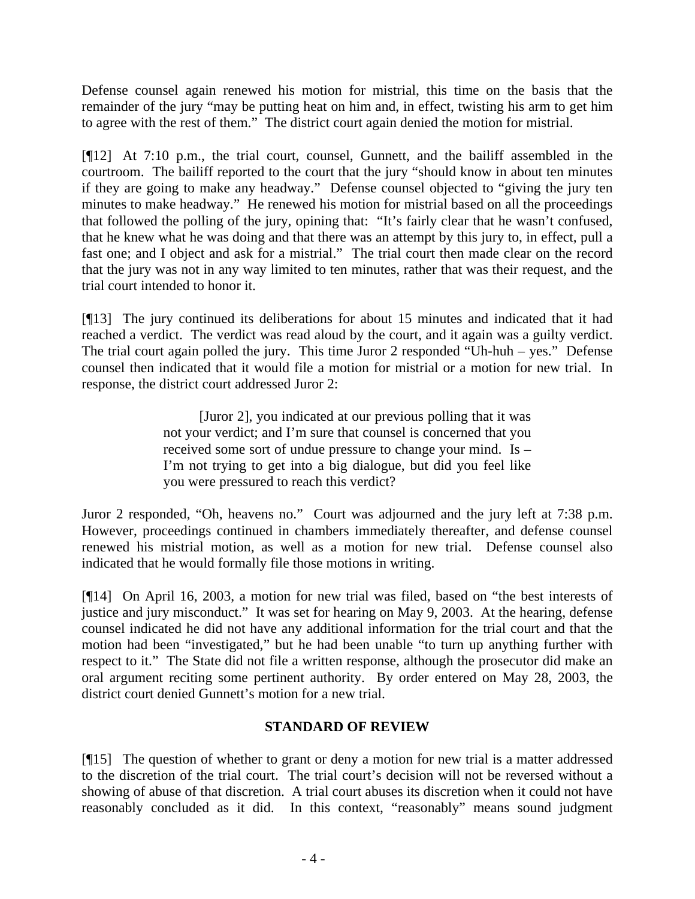Defense counsel again renewed his motion for mistrial, this time on the basis that the remainder of the jury "may be putting heat on him and, in effect, twisting his arm to get him to agree with the rest of them." The district court again denied the motion for mistrial.

[¶12] At 7:10 p.m., the trial court, counsel, Gunnett, and the bailiff assembled in the courtroom. The bailiff reported to the court that the jury "should know in about ten minutes if they are going to make any headway." Defense counsel objected to "giving the jury ten minutes to make headway." He renewed his motion for mistrial based on all the proceedings that followed the polling of the jury, opining that: "It's fairly clear that he wasn't confused, that he knew what he was doing and that there was an attempt by this jury to, in effect, pull a fast one; and I object and ask for a mistrial." The trial court then made clear on the record that the jury was not in any way limited to ten minutes, rather that was their request, and the trial court intended to honor it.

[¶13] The jury continued its deliberations for about 15 minutes and indicated that it had reached a verdict. The verdict was read aloud by the court, and it again was a guilty verdict. The trial court again polled the jury. This time Juror 2 responded "Uh-huh – yes." Defense counsel then indicated that it would file a motion for mistrial or a motion for new trial. In response, the district court addressed Juror 2:

> [Juror 2], you indicated at our previous polling that it was not your verdict; and I'm sure that counsel is concerned that you received some sort of undue pressure to change your mind. Is – I'm not trying to get into a big dialogue, but did you feel like you were pressured to reach this verdict?

Juror 2 responded, "Oh, heavens no." Court was adjourned and the jury left at 7:38 p.m. However, proceedings continued in chambers immediately thereafter, and defense counsel renewed his mistrial motion, as well as a motion for new trial. Defense counsel also indicated that he would formally file those motions in writing.

[¶14] On April 16, 2003, a motion for new trial was filed, based on "the best interests of justice and jury misconduct." It was set for hearing on May 9, 2003. At the hearing, defense counsel indicated he did not have any additional information for the trial court and that the motion had been "investigated," but he had been unable "to turn up anything further with respect to it." The State did not file a written response, although the prosecutor did make an oral argument reciting some pertinent authority. By order entered on May 28, 2003, the district court denied Gunnett's motion for a new trial.

## STANDARD OF REVIEW

[¶15] The question of whether to grant or deny a motion for new trial is a matter addressed to the discretion of the trial court. The trial court's decision will not be reversed without a showing of abuse of that discretion. A trial court abuses its discretion when it could not have reasonably concluded as it did. In this context, "reasonably" means sound judgment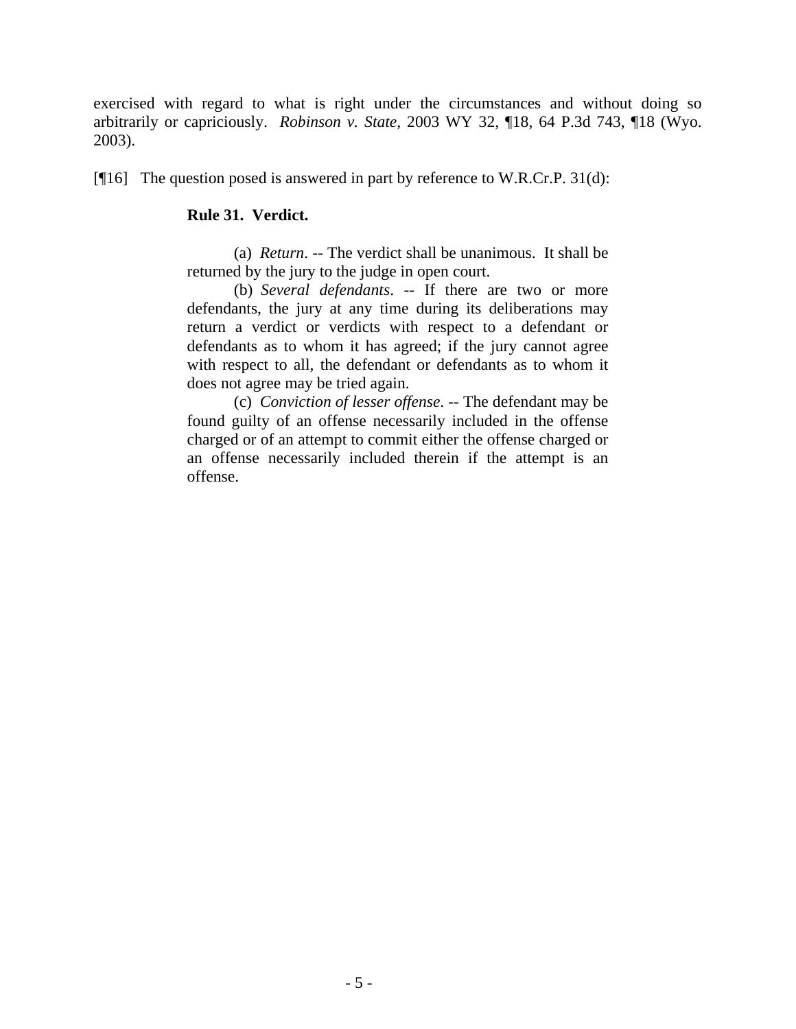exercised with regard to what is right under the circumstances and without doing so arbitrarily or capriciously. *Robinson v. State*, 2003 WY 32, ¶18, 64 P.3d 743, ¶18 (Wyo. 2003).

[¶16] The question posed is answered in part by reference to W.R.Cr.P. 31(d):

> **Rule 31. Verdict.**
>
> (a) *Return*. -- The verdict shall be unanimous. It shall be returned by the jury to the judge in open court.
>
> (b) *Several defendants*. -- If there are two or more defendants, the jury at any time during its deliberations may return a verdict or verdicts with respect to a defendant or defendants as to whom it has agreed; if the jury cannot agree with respect to all, the defendant or defendants as to whom it does not agree may be tried again.
>
> (c) *Conviction of lesser offense*. -- The defendant may be found guilty of an offense necessarily included in the offense charged or of an attempt to commit either the offense charged or an offense necessarily included therein if the attempt is an offense.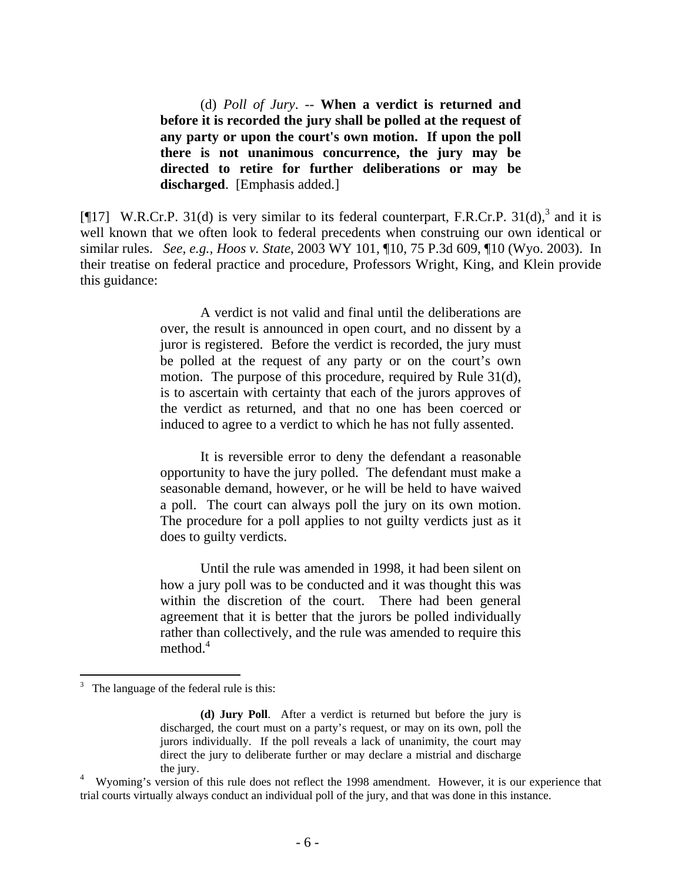> (d) *Poll of Jury*. -- **When a verdict is returned and before it is recorded the jury shall be polled at the request of any party or upon the court's own motion. If upon the poll there is not unanimous concurrence, the jury may be directed to retire for further deliberations or may be discharged**. [Emphasis added.]

[¶17] W.R.Cr.P. 31(d) is very similar to its federal counterpart, F.R.Cr.P. 31(d),[3] and it is well known that we often look to federal precedents when construing our own identical or similar rules. *See, e.g., Hoos v. State*, 2003 WY 101, ¶10, 75 P.3d 609, ¶10 (Wyo. 2003). In their treatise on federal practice and procedure, Professors Wright, King, and Klein provide this guidance:

> A verdict is not valid and final until the deliberations are over, the result is announced in open court, and no dissent by a juror is registered. Before the verdict is recorded, the jury must be polled at the request of any party or on the court's own motion. The purpose of this procedure, required by Rule 31(d), is to ascertain with certainty that each of the jurors approves of the verdict as returned, and that no one has been coerced or induced to agree to a verdict to which he has not fully assented.
>
> It is reversible error to deny the defendant a reasonable opportunity to have the jury polled. The defendant must make a seasonable demand, however, or he will be held to have waived a poll. The court can always poll the jury on its own motion. The procedure for a poll applies to not guilty verdicts just as it does to guilty verdicts.
>
> Until the rule was amended in 1998, it had been silent on how a jury poll was to be conducted and it was thought this was within the discretion of the court. There had been general agreement that it is better that the jurors be polled individually rather than collectively, and the rule was amended to require this method.[4]

---

[3] The language of the federal rule is this:

> **(d) Jury Poll**. After a verdict is returned but before the jury is discharged, the court must on a party's request, or may on its own, poll the jurors individually. If the poll reveals a lack of unanimity, the court may direct the jury to deliberate further or may declare a mistrial and discharge the jury.

[4] Wyoming's version of this rule does not reflect the 1998 amendment. However, it is our experience that trial courts virtually always conduct an individual poll of the jury, and that was done in this instance.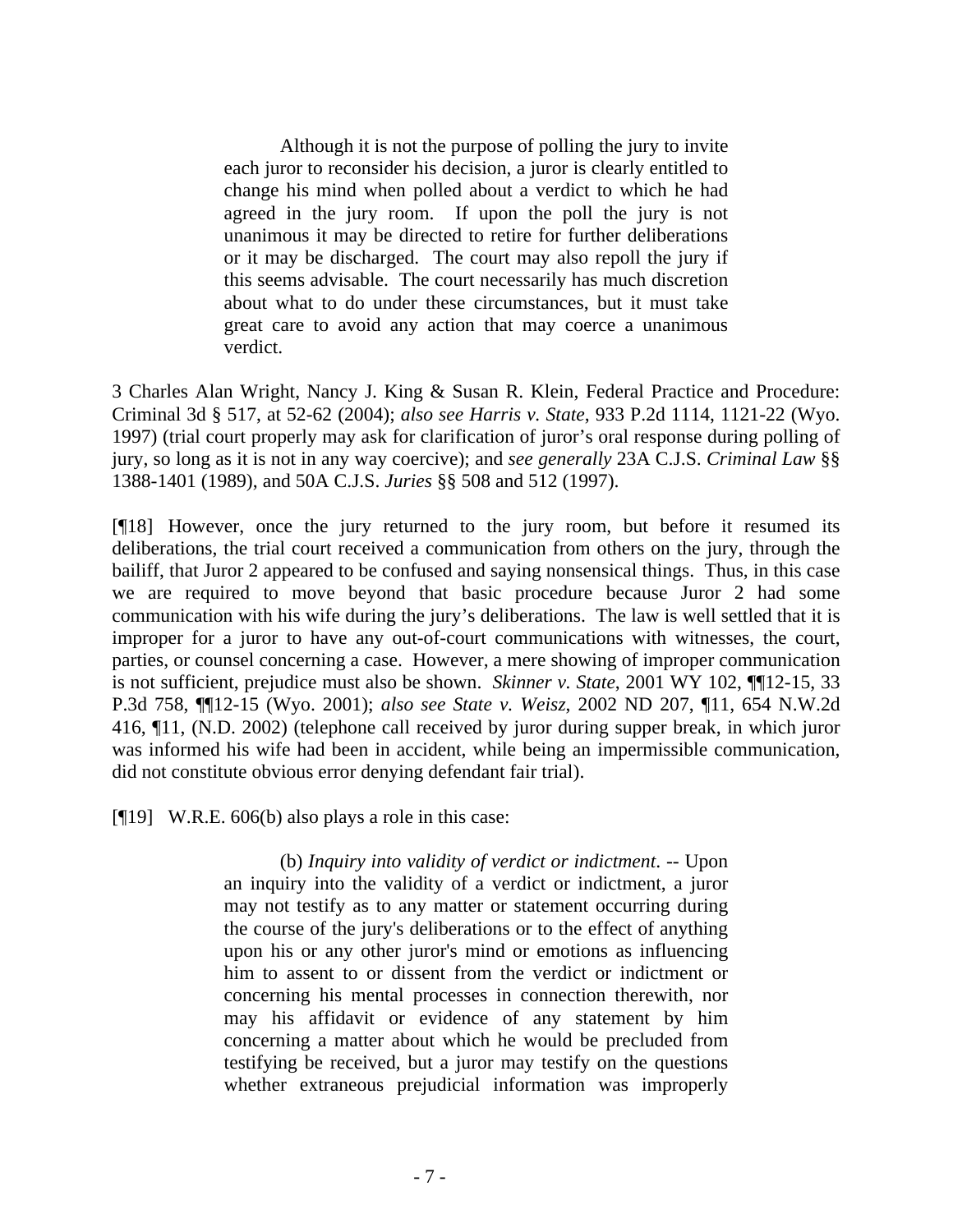> Although it is not the purpose of polling the jury to invite each juror to reconsider his decision, a juror is clearly entitled to change his mind when polled about a verdict to which he had agreed in the jury room. If upon the poll the jury is not unanimous it may be directed to retire for further deliberations or it may be discharged. The court may also repoll the jury if this seems advisable. The court necessarily has much discretion about what to do under these circumstances, but it must take great care to avoid any action that may coerce a unanimous verdict.

3 Charles Alan Wright, Nancy J. King & Susan R. Klein, Federal Practice and Procedure: Criminal 3d § 517, at 52-62 (2004); *also see Harris v. State*, 933 P.2d 1114, 1121-22 (Wyo. 1997) (trial court properly may ask for clarification of juror's oral response during polling of jury, so long as it is not in any way coercive); and *see generally* 23A C.J.S. *Criminal Law* §§ 1388-1401 (1989), and 50A C.J.S. *Juries* §§ 508 and 512 (1997).

[¶18] However, once the jury returned to the jury room, but before it resumed its deliberations, the trial court received a communication from others on the jury, through the bailiff, that Juror 2 appeared to be confused and saying nonsensical things. Thus, in this case we are required to move beyond that basic procedure because Juror 2 had some communication with his wife during the jury's deliberations. The law is well settled that it is improper for a juror to have any out-of-court communications with witnesses, the court, parties, or counsel concerning a case. However, a mere showing of improper communication is not sufficient, prejudice must also be shown. *Skinner v. State*, 2001 WY 102, ¶¶12-15, 33 P.3d 758, ¶¶12-15 (Wyo. 2001); *also see State v. Weisz*, 2002 ND 207, ¶11, 654 N.W.2d 416, ¶11, (N.D. 2002) (telephone call received by juror during supper break, in which juror was informed his wife had been in accident, while being an impermissible communication, did not constitute obvious error denying defendant fair trial).

[¶19] W.R.E. 606(b) also plays a role in this case:

> (b) *Inquiry into validity of verdict or indictment*. -- Upon an inquiry into the validity of a verdict or indictment, a juror may not testify as to any matter or statement occurring during the course of the jury's deliberations or to the effect of anything upon his or any other juror's mind or emotions as influencing him to assent to or dissent from the verdict or indictment or concerning his mental processes in connection therewith, nor may his affidavit or evidence of any statement by him concerning a matter about which he would be precluded from testifying be received, but a juror may testify on the questions whether extraneous prejudicial information was improperly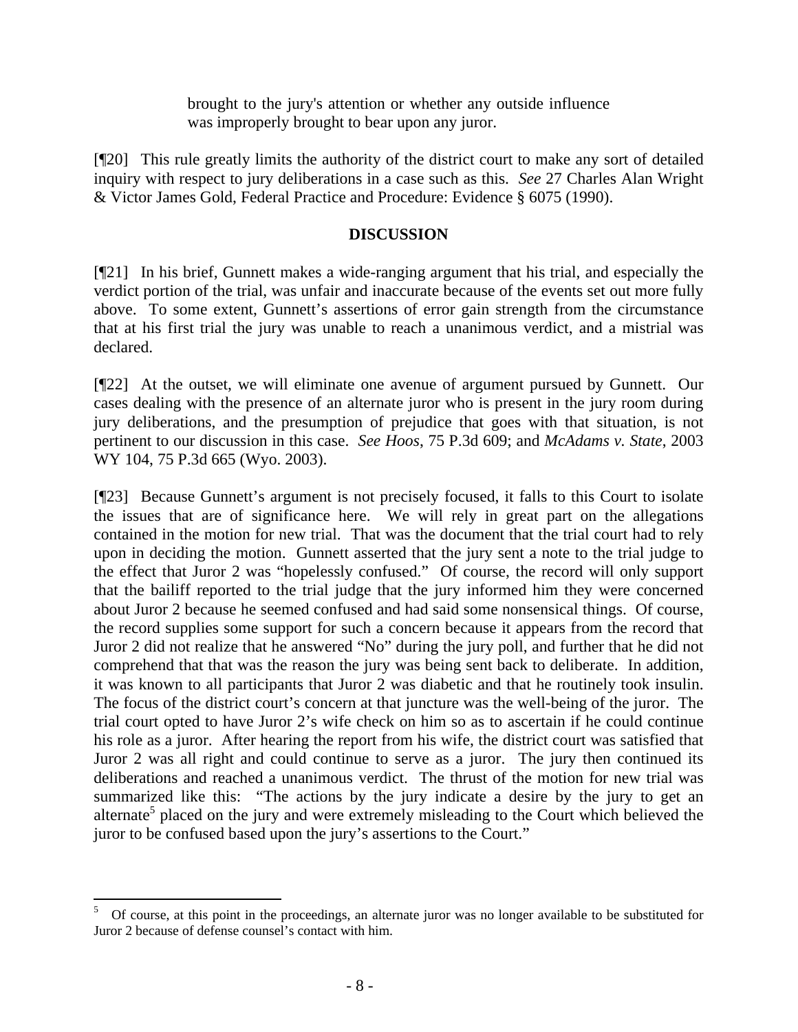brought to the jury's attention or whether any outside influence was improperly brought to bear upon any juror.

[¶20] This rule greatly limits the authority of the district court to make any sort of detailed inquiry with respect to jury deliberations in a case such as this. *See* 27 Charles Alan Wright & Victor James Gold, Federal Practice and Procedure: Evidence § 6075 (1990).

## DISCUSSION

[¶21] In his brief, Gunnett makes a wide-ranging argument that his trial, and especially the verdict portion of the trial, was unfair and inaccurate because of the events set out more fully above. To some extent, Gunnett's assertions of error gain strength from the circumstance that at his first trial the jury was unable to reach a unanimous verdict, and a mistrial was declared.

[¶22] At the outset, we will eliminate one avenue of argument pursued by Gunnett. Our cases dealing with the presence of an alternate juror who is present in the jury room during jury deliberations, and the presumption of prejudice that goes with that situation, is not pertinent to our discussion in this case. *See Hoos*, 75 P.3d 609; and *McAdams v. State*, 2003 WY 104, 75 P.3d 665 (Wyo. 2003).

[¶23] Because Gunnett's argument is not precisely focused, it falls to this Court to isolate the issues that are of significance here. We will rely in great part on the allegations contained in the motion for new trial. That was the document that the trial court had to rely upon in deciding the motion. Gunnett asserted that the jury sent a note to the trial judge to the effect that Juror 2 was "hopelessly confused." Of course, the record will only support that the bailiff reported to the trial judge that the jury informed him they were concerned about Juror 2 because he seemed confused and had said some nonsensical things. Of course, the record supplies some support for such a concern because it appears from the record that Juror 2 did not realize that he answered "No" during the jury poll, and further that he did not comprehend that that was the reason the jury was being sent back to deliberate. In addition, it was known to all participants that Juror 2 was diabetic and that he routinely took insulin. The focus of the district court's concern at that juncture was the well-being of the juror. The trial court opted to have Juror 2's wife check on him so as to ascertain if he could continue his role as a juror. After hearing the report from his wife, the district court was satisfied that Juror 2 was all right and could continue to serve as a juror. The jury then continued its deliberations and reached a unanimous verdict. The thrust of the motion for new trial was summarized like this: "The actions by the jury indicate a desire by the jury to get an alternate[5] placed on the jury and were extremely misleading to the Court which believed the juror to be confused based upon the jury's assertions to the Court."

---

[5] Of course, at this point in the proceedings, an alternate juror was no longer available to be substituted for Juror 2 because of defense counsel's contact with him.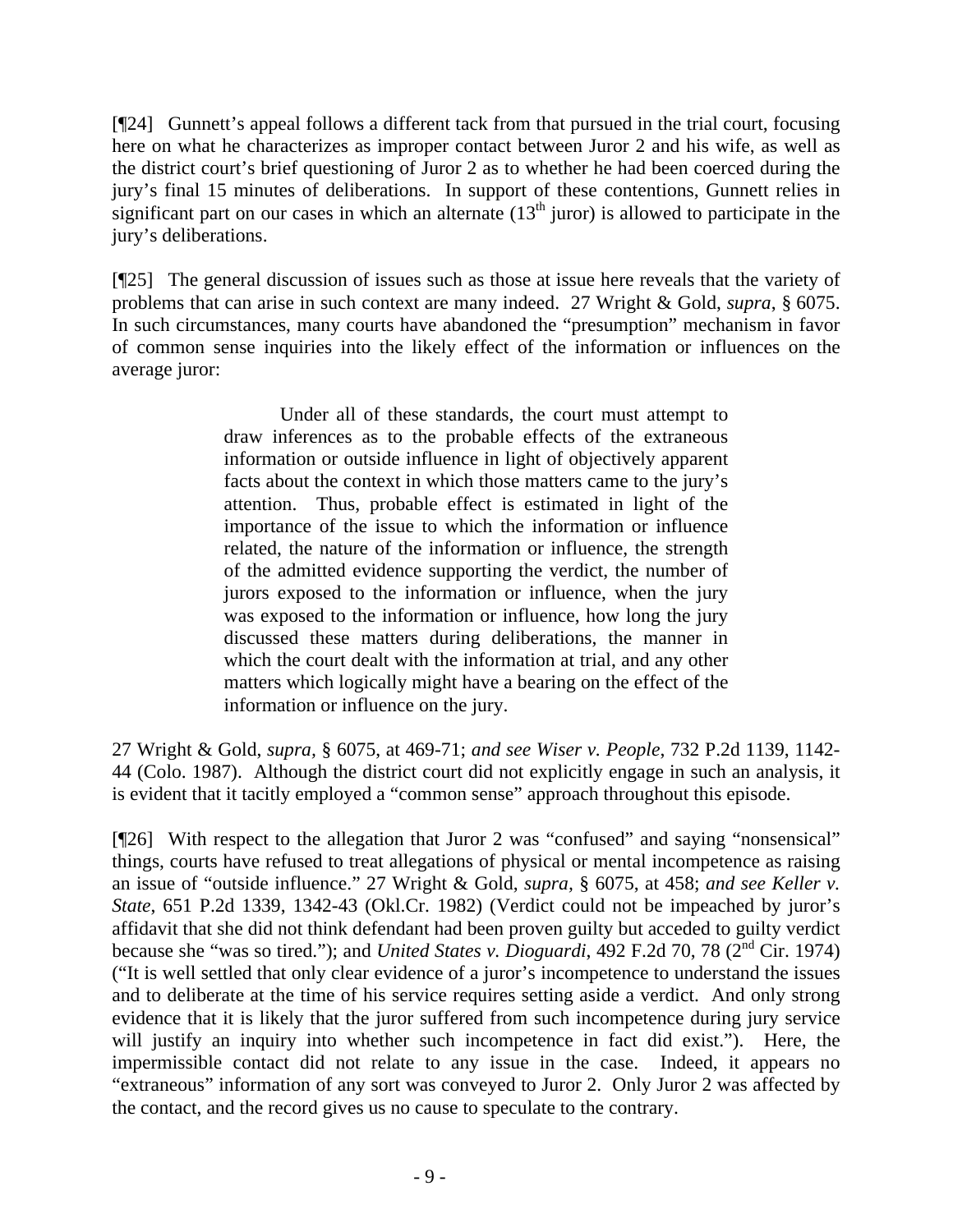[¶24] Gunnett's appeal follows a different tack from that pursued in the trial court, focusing here on what he characterizes as improper contact between Juror 2 and his wife, as well as the district court's brief questioning of Juror 2 as to whether he had been coerced during the jury's final 15 minutes of deliberations. In support of these contentions, Gunnett relies in significant part on our cases in which an alternate (13th juror) is allowed to participate in the jury's deliberations.

[¶25] The general discussion of issues such as those at issue here reveals that the variety of problems that can arise in such context are many indeed. 27 Wright & Gold, *supra*, § 6075. In such circumstances, many courts have abandoned the "presumption" mechanism in favor of common sense inquiries into the likely effect of the information or influences on the average juror:

> Under all of these standards, the court must attempt to draw inferences as to the probable effects of the extraneous information or outside influence in light of objectively apparent facts about the context in which those matters came to the jury's attention. Thus, probable effect is estimated in light of the importance of the issue to which the information or influence related, the nature of the information or influence, the strength of the admitted evidence supporting the verdict, the number of jurors exposed to the information or influence, when the jury was exposed to the information or influence, how long the jury discussed these matters during deliberations, the manner in which the court dealt with the information at trial, and any other matters which logically might have a bearing on the effect of the information or influence on the jury.

27 Wright & Gold, *supra,* § 6075, at 469-71; *and see Wiser v. People*, 732 P.2d 1139, 1142-44 (Colo. 1987). Although the district court did not explicitly engage in such an analysis, it is evident that it tacitly employed a "common sense" approach throughout this episode.

[¶26] With respect to the allegation that Juror 2 was "confused" and saying "nonsensical" things, courts have refused to treat allegations of physical or mental incompetence as raising an issue of "outside influence." 27 Wright & Gold, *supra,* § 6075, at 458; *and see Keller v. State*, 651 P.2d 1339, 1342-43 (Okl.Cr. 1982) (Verdict could not be impeached by juror's affidavit that she did not think defendant had been proven guilty but acceded to guilty verdict because she "was so tired."); and *United States v. Dioguardi*, 492 F.2d 70, 78 (2nd Cir. 1974) ("It is well settled that only clear evidence of a juror's incompetence to understand the issues and to deliberate at the time of his service requires setting aside a verdict. And only strong evidence that it is likely that the juror suffered from such incompetence during jury service will justify an inquiry into whether such incompetence in fact did exist."). Here, the impermissible contact did not relate to any issue in the case. Indeed, it appears no "extraneous" information of any sort was conveyed to Juror 2. Only Juror 2 was affected by the contact, and the record gives us no cause to speculate to the contrary.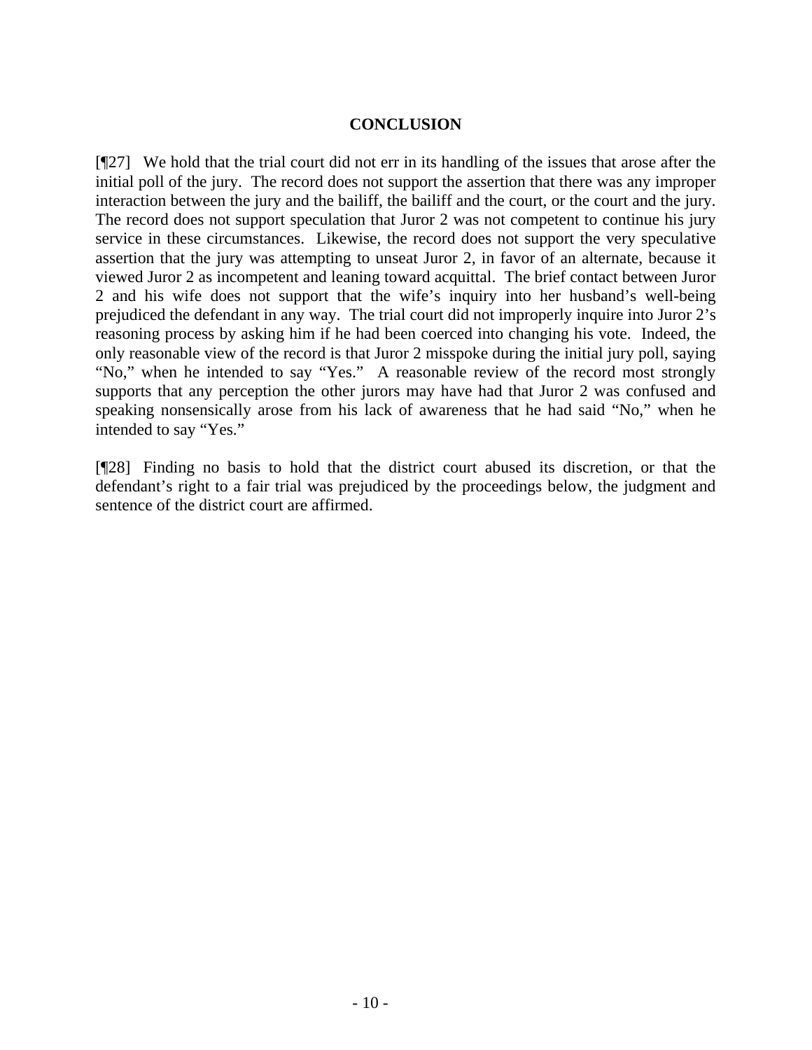## CONCLUSION

[¶27] We hold that the trial court did not err in its handling of the issues that arose after the initial poll of the jury. The record does not support the assertion that there was any improper interaction between the jury and the bailiff, the bailiff and the court, or the court and the jury. The record does not support speculation that Juror 2 was not competent to continue his jury service in these circumstances. Likewise, the record does not support the very speculative assertion that the jury was attempting to unseat Juror 2, in favor of an alternate, because it viewed Juror 2 as incompetent and leaning toward acquittal. The brief contact between Juror 2 and his wife does not support that the wife's inquiry into her husband's well-being prejudiced the defendant in any way. The trial court did not improperly inquire into Juror 2's reasoning process by asking him if he had been coerced into changing his vote. Indeed, the only reasonable view of the record is that Juror 2 misspoke during the initial jury poll, saying "No," when he intended to say "Yes." A reasonable review of the record most strongly supports that any perception the other jurors may have had that Juror 2 was confused and speaking nonsensically arose from his lack of awareness that he had said "No," when he intended to say "Yes."

[¶28] Finding no basis to hold that the district court abused its discretion, or that the defendant's right to a fair trial was prejudiced by the proceedings below, the judgment and sentence of the district court are affirmed.